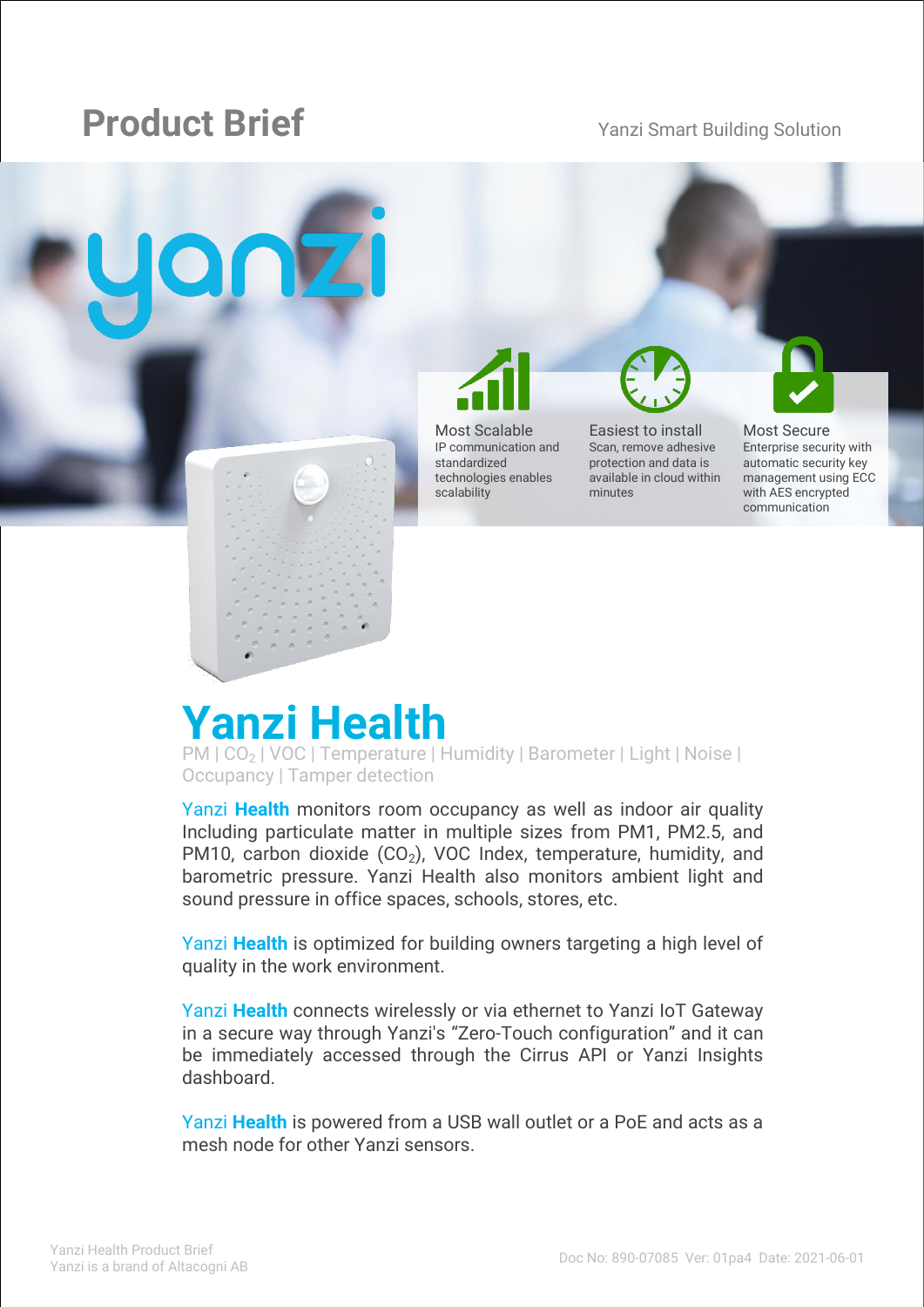# Product Brief

Yanzi Smart Building Solution

yanzi

**Most Scalable**
IP communication and standardized technologies enables scalability

**Easiest to install**
Scan, remove adhesive protection and data is available in cloud within minutes

**Most Secure**
Enterprise security with automatic security key management using ECC with AES encrypted communication

# Yanzi Health

PM | $CO_2$ | VOC | Temperature | Humidity | Barometer | Light | Noise | Occupancy | Tamper detection

Yanzi **Health** monitors room occupancy as well as indoor air quality Including particulate matter in multiple sizes from PM1, PM2.5, and PM10, carbon dioxide ($CO_2$), VOC Index, temperature, humidity, and barometric pressure. Yanzi Health also monitors ambient light and sound pressure in office spaces, schools, stores, etc.

Yanzi **Health** is optimized for building owners targeting a high level of quality in the work environment.

Yanzi **Health** connects wirelessly or via ethernet to Yanzi IoT Gateway in a secure way through Yanzi's "Zero-Touch configuration" and it can be immediately accessed through the Cirrus API or Yanzi Insights dashboard.

Yanzi **Health** is powered from a USB wall outlet or a PoE and acts as a mesh node for other Yanzi sensors.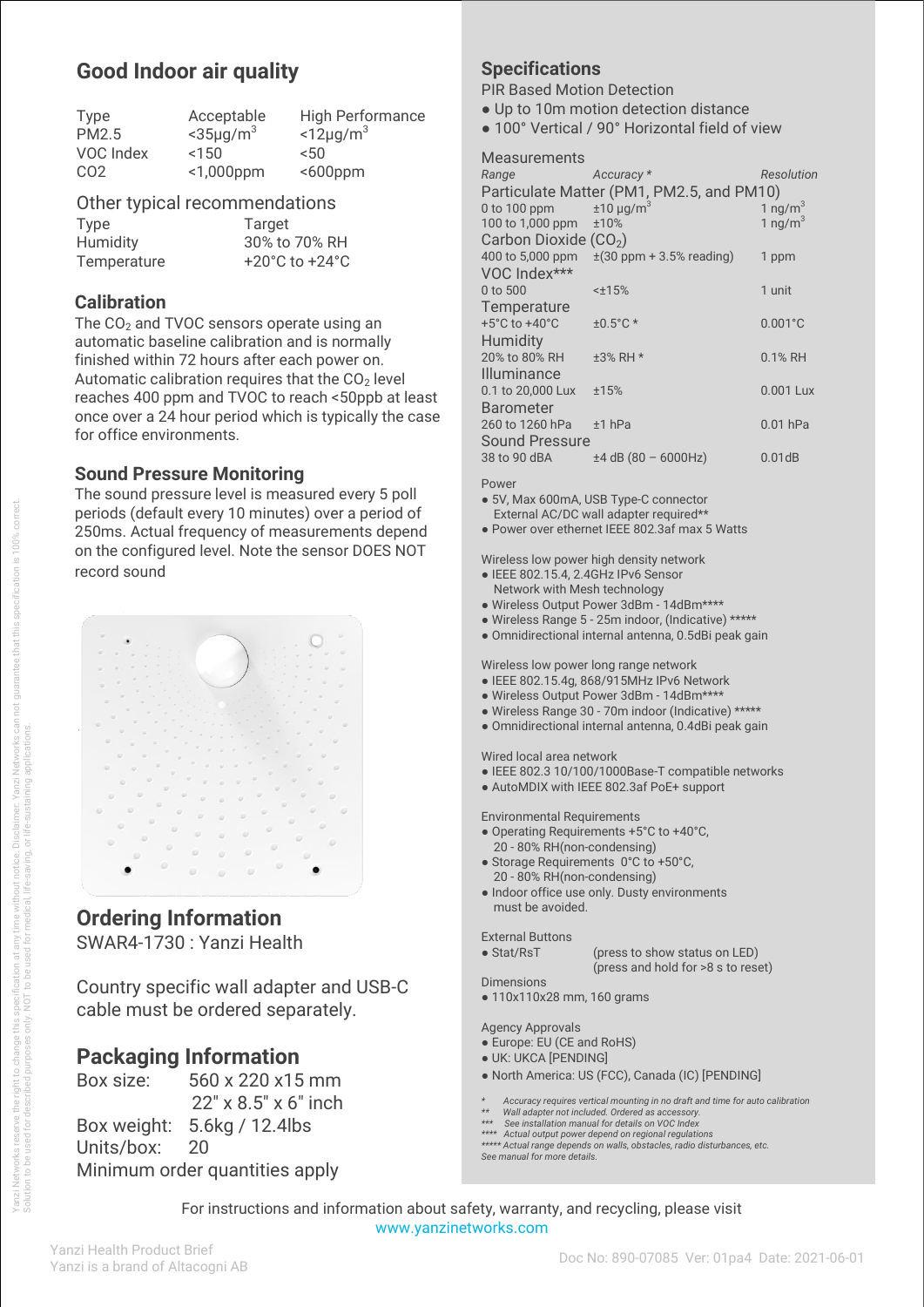## Good Indoor air quality

| Type | Acceptable | High Performance |
|---|---|---|
| PM2.5 | <35μg/m$^3$ | <12μg/m$^3$ |
| VOC Index | <150 | <50 |
| CO2 | <1,000ppm | <600ppm |

### Other typical recommendations

| Type | Target |
|---|---|
| Humidity | 30% to 70% RH |
| Temperature | +20°C to +24°C |

### Calibration

The $CO_2$ and TVOC sensors operate using an automatic baseline calibration and is normally finished within 72 hours after each power on. Automatic calibration requires that the $CO_2$ level reaches 400 ppm and TVOC to reach <50ppb at least once over a 24 hour period which is typically the case for office environments.

### Sound Pressure Monitoring

The sound pressure level is measured every 5 poll periods (default every 10 minutes) over a period of 250ms. Actual frequency of measurements depend on the configured level. Note the sensor DOES NOT record sound

## Ordering Information

SWAR4-1730 : Yanzi Health

Country specific wall adapter and USB-C cable must be ordered separately.

## Packaging Information

Box size: 560 x 220 x15 mm
22" x 8.5" x 6" inch

Box weight: 5.6kg / 12.4lbs

Units/box: 20

Minimum order quantities apply

## Specifications

PIR Based Motion Detection

- Up to 10m motion detection distance
- 100° Vertical / 90° Horizontal field of view

Measurements

| *Range* | *Accuracy \** | *Resolution* |
|---|---|---|
| **Particulate Matter (PM1, PM2.5, and PM10)** | | |
| 0 to 100 ppm | ±10 μg/m$^3$ | 1 ng/m$^3$ |
| 100 to 1,000 ppm | ±10% | 1 ng/m$^3$ |
| **Carbon Dioxide ($CO_2$)** | | |
| 400 to 5,000 ppm | ±(30 ppm + 3.5% reading) | 1 ppm |
| **VOC Index\*\*\*** | | |
| 0 to 500 | <±15% | 1 unit |
| **Temperature** | | |
| +5°C to +40°C | ±0.5°C * | 0.001°C |
| **Humidity** | | |
| 20% to 80% RH | ±3% RH * | 0.1% RH |
| **Illuminance** | | |
| 0.1 to 20,000 Lux | ±15% | 0.001 Lux |
| **Barometer** | | |
| 260 to 1260 hPa | ±1 hPa | 0.01 hPa |
| **Sound Pressure** | | |
| 38 to 90 dBA | ±4 dB (80 – 6000Hz) | 0.01dB |

Power

- 5V, Max 600mA, USB Type-C connector
  External AC/DC wall adapter required**
- Power over ethernet IEEE 802.3af max 5 Watts

Wireless low power high density network

- IEEE 802.15.4, 2.4GHz IPv6 Sensor Network with Mesh technology
- Wireless Output Power 3dBm - 14dBm****
- Wireless Range 5 - 25m indoor, (Indicative) *****
- Omnidirectional internal antenna, 0.5dBi peak gain

Wireless low power long range network

- IEEE 802.15.4g, 868/915MHz IPv6 Network
- Wireless Output Power 3dBm - 14dBm****
- Wireless Range 30 - 70m indoor (Indicative) *****
- Omnidirectional internal antenna, 0.4dBi peak gain

Wired local area network

- IEEE 802.3 10/100/1000Base-T compatible networks
- AutoMDIX with IEEE 802.3af PoE+ support

Environmental Requirements

- Operating Requirements +5°C to +40°C, 20 - 80% RH(non-condensing)
- Storage Requirements 0°C to +50°C, 20 - 80% RH(non-condensing)
- Indoor office use only. Dusty environments must be avoided.

External Buttons

- Stat/RsT (press to show status on LED) (press and hold for >8 s to reset)

Dimensions

- 110x110x28 mm, 160 grams

Agency Approvals

- Europe: EU (CE and RoHS)
- UK: UKCA [PENDING]
- North America: US (FCC), Canada (IC) [PENDING]

*\* Accuracy requires vertical mounting in no draft and time for auto calibration*
*\*\* Wall adapter not included. Ordered as accessory.*
*\*\*\* See installation manual for details on VOC Index*
*\*\*\*\* Actual output power depend on regional regulations*
*\*\*\*\*\* Actual range depends on walls, obstacles, radio disturbances, etc.*
*See manual for more details.*

For instructions and information about safety, warranty, and recycling, please visit www.yanzinetworks.com

Yanzi Networks reserve the right to change this specification at any time without notice. Disclaimer: Yanzi Networks can not guarantee that this specification is 100% correct. Solution to be used for described purposes only. NOT to be used for medical, life-saving, or life-sustaining applications.

Yanzi Health Product Brief
Yanzi is a brand of Altacogni AB

Doc No: 890-07085 Ver: 01pa4 Date: 2021-06-01